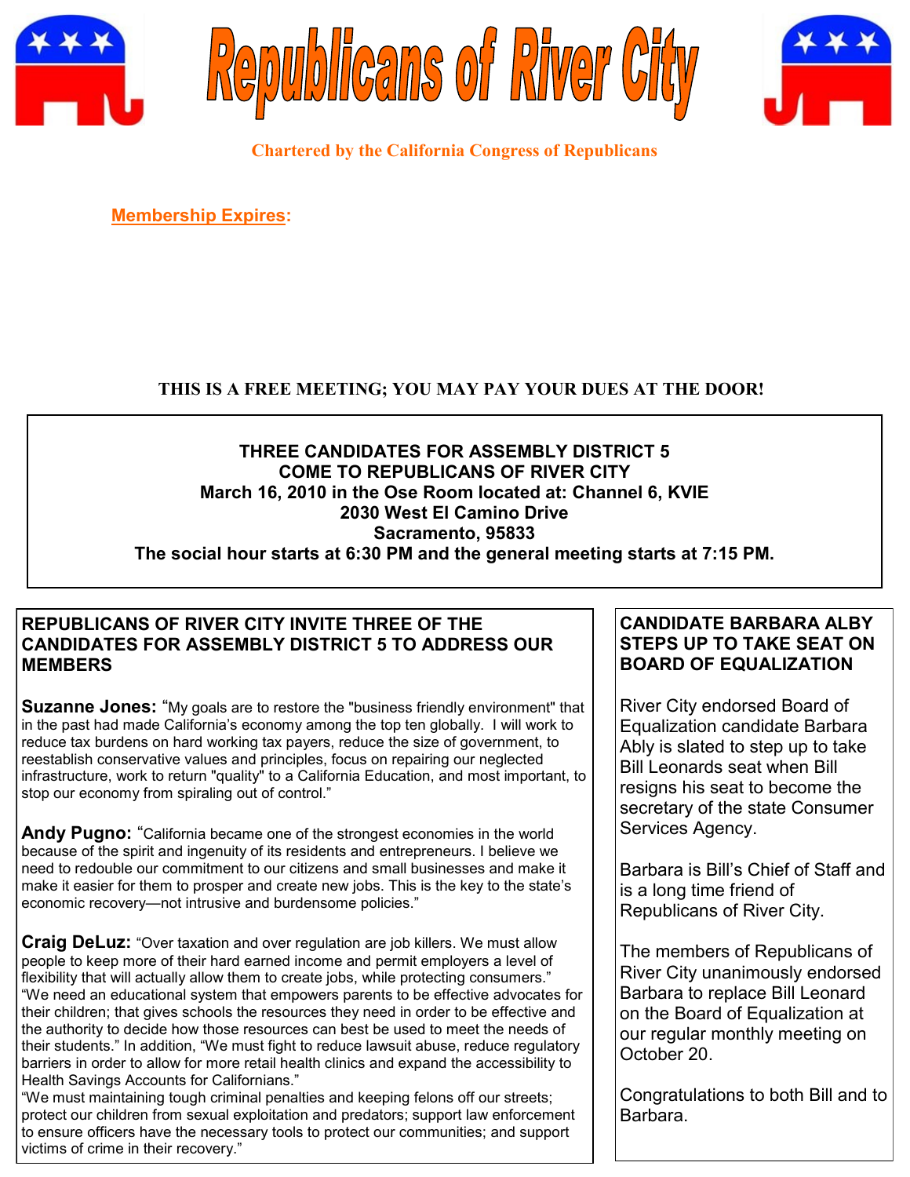# Republicans of River City

**Chartered by the California Congress of Republicans**

**Membership Expires:**

**THIS IS A FREE MEETING; YOU MAY PAY YOUR DUES AT THE DOOR!**

**THREE CANDIDATES FOR ASSEMBLY DISTRICT 5**
**COME TO REPUBLICANS OF RIVER CITY**
**March 16, 2010 in the Ose Room located at: Channel 6, KVIE**
**2030 West El Camino Drive**
**Sacramento, 95833**
**The social hour starts at 6:30 PM and the general meeting starts at 7:15 PM.**

## REPUBLICANS OF RIVER CITY INVITE THREE OF THE CANDIDATES FOR ASSEMBLY DISTRICT 5 TO ADDRESS OUR MEMBERS

**Suzanne Jones:** "My goals are to restore the "business friendly environment" that in the past had made California's economy among the top ten globally. I will work to reduce tax burdens on hard working tax payers, reduce the size of government, to reestablish conservative values and principles, focus on repairing our neglected infrastructure, work to return "quality" to a California Education, and most important, to stop our economy from spiraling out of control."

**Andy Pugno:** "California became one of the strongest economies in the world because of the spirit and ingenuity of its residents and entrepreneurs. I believe we need to redouble our commitment to our citizens and small businesses and make it make it easier for them to prosper and create new jobs. This is the key to the state's economic recovery—not intrusive and burdensome policies."

**Craig DeLuz:** "Over taxation and over regulation are job killers. We must allow people to keep more of their hard earned income and permit employers a level of flexibility that will actually allow them to create jobs, while protecting consumers." "We need an educational system that empowers parents to be effective advocates for their children; that gives schools the resources they need in order to be effective and the authority to decide how those resources can best be used to meet the needs of their students." In addition, "We must fight to reduce lawsuit abuse, reduce regulatory barriers in order to allow for more retail health clinics and expand the accessibility to Health Savings Accounts for Californians."
"We must maintaining tough criminal penalties and keeping felons off our streets; protect our children from sexual exploitation and predators; support law enforcement to ensure officers have the necessary tools to protect our communities; and support victims of crime in their recovery."

## CANDIDATE BARBARA ALBY STEPS UP TO TAKE SEAT ON BOARD OF EQUALIZATION

River City endorsed Board of Equalization candidate Barbara Ably is slated to step up to take Bill Leonards seat when Bill resigns his seat to become the secretary of the state Consumer Services Agency.

Barbara is Bill's Chief of Staff and is a long time friend of Republicans of River City.

The members of Republicans of River City unanimously endorsed Barbara to replace Bill Leonard on the Board of Equalization at our regular monthly meeting on October 20.

Congratulations to both Bill and to Barbara.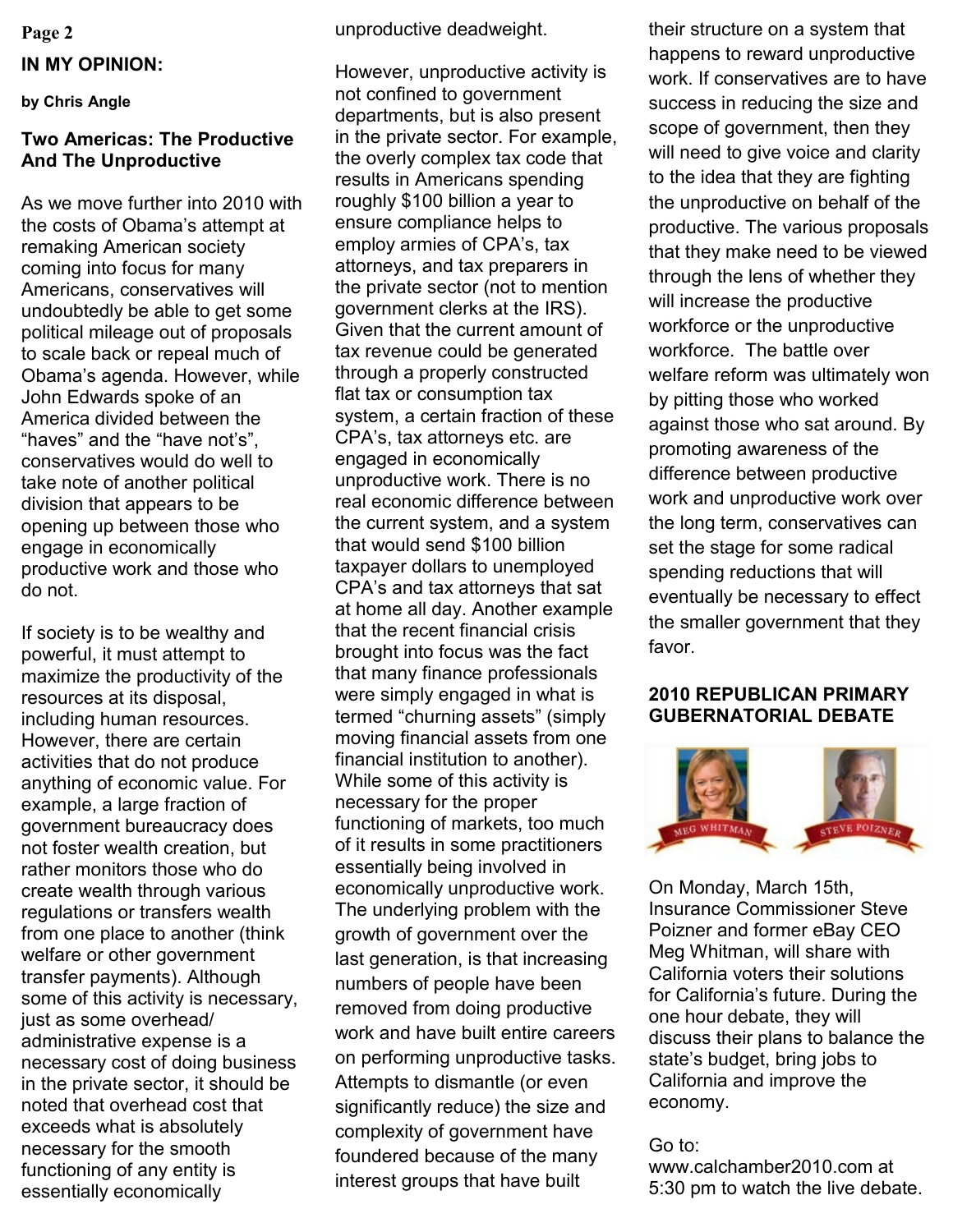## IN MY OPINION:

**by Chris Angle**

### Two Americas: The Productive And The Unproductive

As we move further into 2010 with the costs of Obama's attempt at remaking American society coming into focus for many Americans, conservatives will undoubtedly be able to get some political mileage out of proposals to scale back or repeal much of Obama's agenda. However, while John Edwards spoke of an America divided between the "haves" and the "have not's", conservatives would do well to take note of another political division that appears to be opening up between those who engage in economically productive work and those who do not.

If society is to be wealthy and powerful, it must attempt to maximize the productivity of the resources at its disposal, including human resources. However, there are certain activities that do not produce anything of economic value. For example, a large fraction of government bureaucracy does not foster wealth creation, but rather monitors those who do create wealth through various regulations or transfers wealth from one place to another (think welfare or other government transfer payments). Although some of this activity is necessary, just as some overhead/ administrative expense is a necessary cost of doing business in the private sector, it should be noted that overhead cost that exceeds what is absolutely necessary for the smooth functioning of any entity is essentially economically unproductive deadweight.

However, unproductive activity is not confined to government departments, but is also present in the private sector. For example, the overly complex tax code that results in Americans spending roughly $100 billion a year to ensure compliance helps to employ armies of CPA's, tax attorneys, and tax preparers in the private sector (not to mention government clerks at the IRS). Given that the current amount of tax revenue could be generated through a properly constructed flat tax or consumption tax system, a certain fraction of these CPA's, tax attorneys etc. are engaged in economically unproductive work. There is no real economic difference between the current system, and a system that would send $100 billion taxpayer dollars to unemployed CPA's and tax attorneys that sat at home all day. Another example that the recent financial crisis brought into focus was the fact that many finance professionals were simply engaged in what is termed "churning assets" (simply moving financial assets from one financial institution to another). While some of this activity is necessary for the proper functioning of markets, too much of it results in some practitioners essentially being involved in economically unproductive work. The underlying problem with the growth of government over the last generation, is that increasing numbers of people have been removed from doing productive work and have built entire careers on performing unproductive tasks. Attempts to dismantle (or even significantly reduce) the size and complexity of government have foundered because of the many interest groups that have built their structure on a system that happens to reward unproductive work. If conservatives are to have success in reducing the size and scope of government, then they will need to give voice and clarity to the idea that they are fighting the unproductive on behalf of the productive. The various proposals that they make need to be viewed through the lens of whether they will increase the productive workforce or the unproductive workforce. The battle over welfare reform was ultimately won by pitting those who worked against those who sat around. By promoting awareness of the difference between productive work and unproductive work over the long term, conservatives can set the stage for some radical spending reductions that will eventually be necessary to effect the smaller government that they favor.

## 2010 REPUBLICAN PRIMARY GUBERNATORIAL DEBATE

MEG WHITMAN

STEVE POIZNER

On Monday, March 15th, Insurance Commissioner Steve Poizner and former eBay CEO Meg Whitman, will share with California voters their solutions for California's future. During the one hour debate, they will discuss their plans to balance the state's budget, bring jobs to California and improve the economy.

Go to: www.calchamber2010.com at 5:30 pm to watch the live debate.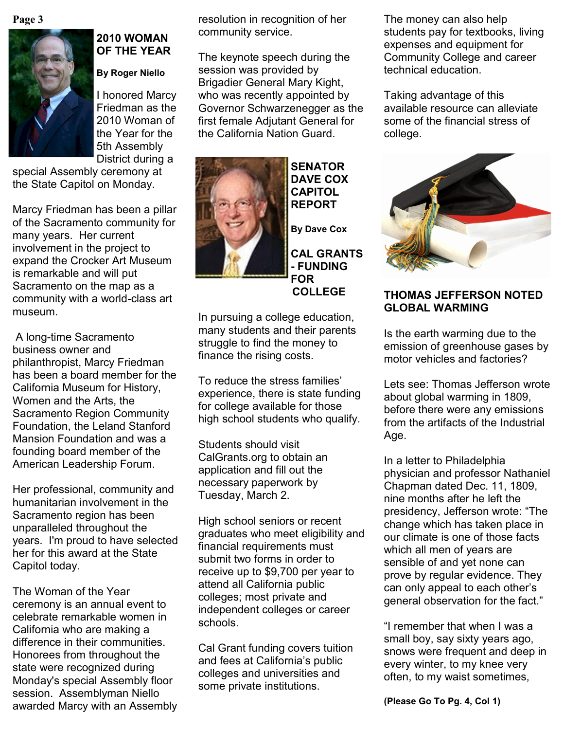## 2010 WOMAN OF THE YEAR

**By Roger Niello**

I honored Marcy Friedman as the 2010 Woman of the Year for the 5th Assembly District during a special Assembly ceremony at the State Capitol on Monday.

Marcy Friedman has been a pillar of the Sacramento community for many years. Her current involvement in the project to expand the Crocker Art Museum is remarkable and will put Sacramento on the map as a community with a world-class art museum.

A long-time Sacramento business owner and philanthropist, Marcy Friedman has been a board member for the California Museum for History, Women and the Arts, the Sacramento Region Community Foundation, the Leland Stanford Mansion Foundation and was a founding board member of the American Leadership Forum.

Her professional, community and humanitarian involvement in the Sacramento region has been unparalleled throughout the years. I'm proud to have selected her for this award at the State Capitol today.

The Woman of the Year ceremony is an annual event to celebrate remarkable women in California who are making a difference in their communities. Honorees from throughout the state were recognized during Monday's special Assembly floor session. Assemblyman Niello awarded Marcy with an Assembly resolution in recognition of her community service.

The keynote speech during the session was provided by Brigadier General Mary Kight, who was recently appointed by Governor Schwarzenegger as the first female Adjutant General for the California Nation Guard.

## SENATOR DAVE COX CAPITOL REPORT

**By Dave Cox**

### CAL GRANTS - FUNDING FOR COLLEGE

In pursuing a college education, many students and their parents struggle to find the money to finance the rising costs.

To reduce the stress families' experience, there is state funding for college available for those high school students who qualify.

Students should visit CalGrants.org to obtain an application and fill out the necessary paperwork by Tuesday, March 2.

High school seniors or recent graduates who meet eligibility and financial requirements must submit two forms in order to receive up to $9,700 per year to attend all California public colleges; most private and independent colleges or career schools.

Cal Grant funding covers tuition and fees at California's public colleges and universities and some private institutions.

The money can also help students pay for textbooks, living expenses and equipment for Community College and career technical education.

Taking advantage of this available resource can alleviate some of the financial stress of college.

## THOMAS JEFFERSON NOTED GLOBAL WARMING

Is the earth warming due to the emission of greenhouse gases by motor vehicles and factories?

Lets see: Thomas Jefferson wrote about global warming in 1809, before there were any emissions from the artifacts of the Industrial Age.

In a letter to Philadelphia physician and professor Nathaniel Chapman dated Dec. 11, 1809, nine months after he left the presidency, Jefferson wrote: "The change which has taken place in our climate is one of those facts which all men of years are sensible of and yet none can prove by regular evidence. They can only appeal to each other's general observation for the fact."

"I remember that when I was a small boy, say sixty years ago, snows were frequent and deep in every winter, to my knee very often, to my waist sometimes,

**(Please Go To Pg. 4, Col 1)**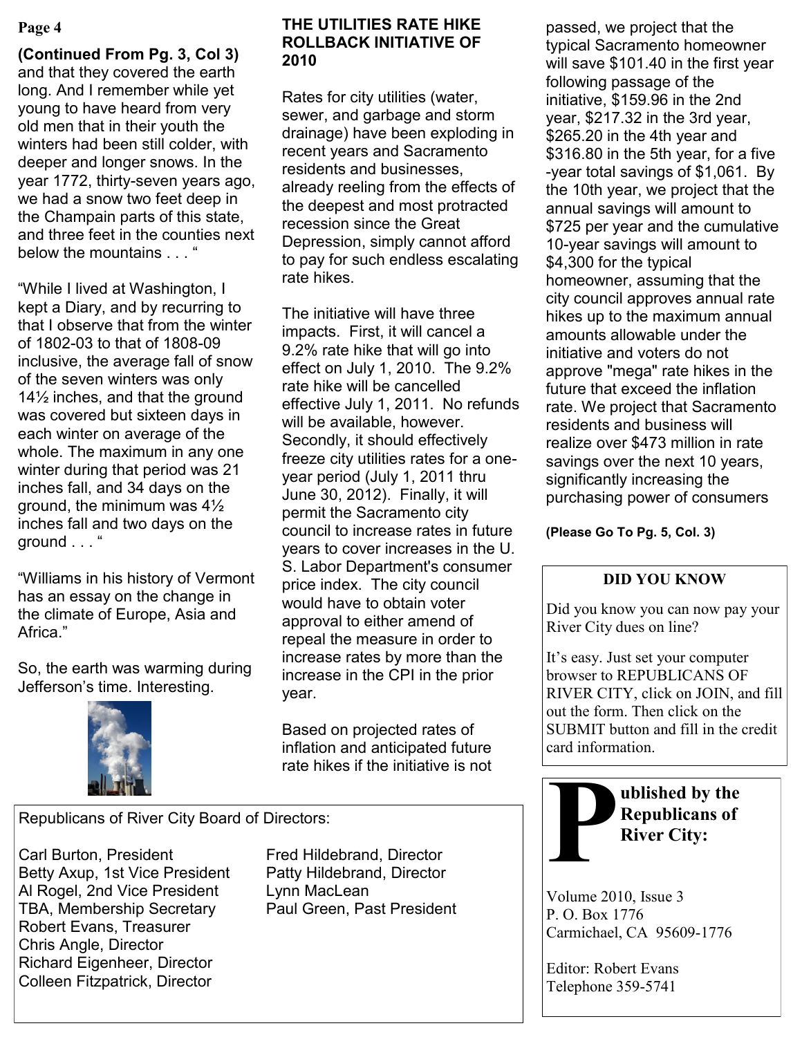**(Continued From Pg. 3, Col 3)** and that they covered the earth long. And I remember while yet young to have heard from very old men that in their youth the winters had been still colder, with deeper and longer snows. In the year 1772, thirty-seven years ago, we had a snow two feet deep in the Champain parts of this state, and three feet in the counties next below the mountains . . . "

"While I lived at Washington, I kept a Diary, and by recurring to that I observe that from the winter of 1802-03 to that of 1808-09 inclusive, the average fall of snow of the seven winters was only 14½ inches, and that the ground was covered but sixteen days in each winter on average of the whole. The maximum in any one winter during that period was 21 inches fall, and 34 days on the ground, the minimum was 4½ inches fall and two days on the ground . . . "

"Williams in his history of Vermont has an essay on the change in the climate of Europe, Asia and Africa."

So, the earth was warming during Jefferson's time. Interesting.

## THE UTILITIES RATE HIKE ROLLBACK INITIATIVE OF 2010

Rates for city utilities (water, sewer, and garbage and storm drainage) have been exploding in recent years and Sacramento residents and businesses, already reeling from the effects of the deepest and most protracted recession since the Great Depression, simply cannot afford to pay for such endless escalating rate hikes.

The initiative will have three impacts. First, it will cancel a 9.2% rate hike that will go into effect on July 1, 2010. The 9.2% rate hike will be cancelled effective July 1, 2011. No refunds will be available, however. Secondly, it should effectively freeze city utilities rates for a one-year period (July 1, 2011 thru June 30, 2012). Finally, it will permit the Sacramento city council to increase rates in future years to cover increases in the U. S. Labor Department's consumer price index. The city council would have to obtain voter approval to either amend of repeal the measure in order to increase rates by more than the increase in the CPI in the prior year.

Based on projected rates of inflation and anticipated future rate hikes if the initiative is not passed, we project that the typical Sacramento homeowner will save $101.40 in the first year following passage of the initiative, $159.96 in the 2nd year, $217.32 in the 3rd year, $265.20 in the 4th year and $316.80 in the 5th year, for a five -year total savings of $1,061. By the 10th year, we project that the annual savings will amount to $725 per year and the cumulative 10-year savings will amount to $4,300 for the typical homeowner, assuming that the city council approves annual rate hikes up to the maximum annual amounts allowable under the initiative and voters do not approve "mega" rate hikes in the future that exceed the inflation rate. We project that Sacramento residents and business will realize over $473 million in rate savings over the next 10 years, significantly increasing the purchasing power of consumers

**(Please Go To Pg. 5, Col. 3)**

### DID YOU KNOW

Did you know you can now pay your River City dues on line?

It's easy. Just set your computer browser to REPUBLICANS OF RIVER CITY, click on JOIN, and fill out the form. Then click on the SUBMIT button and fill in the credit card information.

Republicans of River City Board of Directors:

Carl Burton, President
Betty Axup, 1st Vice President
Al Rogel, 2nd Vice President
TBA, Membership Secretary
Robert Evans, Treasurer
Chris Angle, Director
Richard Eigenheer, Director
Colleen Fitzpatrick, Director
Fred Hildebrand, Director
Patty Hildebrand, Director
Lynn MacLean
Paul Green, Past President

**Published by the Republicans of River City:**

Volume 2010, Issue 3
P. O. Box 1776
Carmichael, CA 95609-1776

Editor: Robert Evans
Telephone 359-5741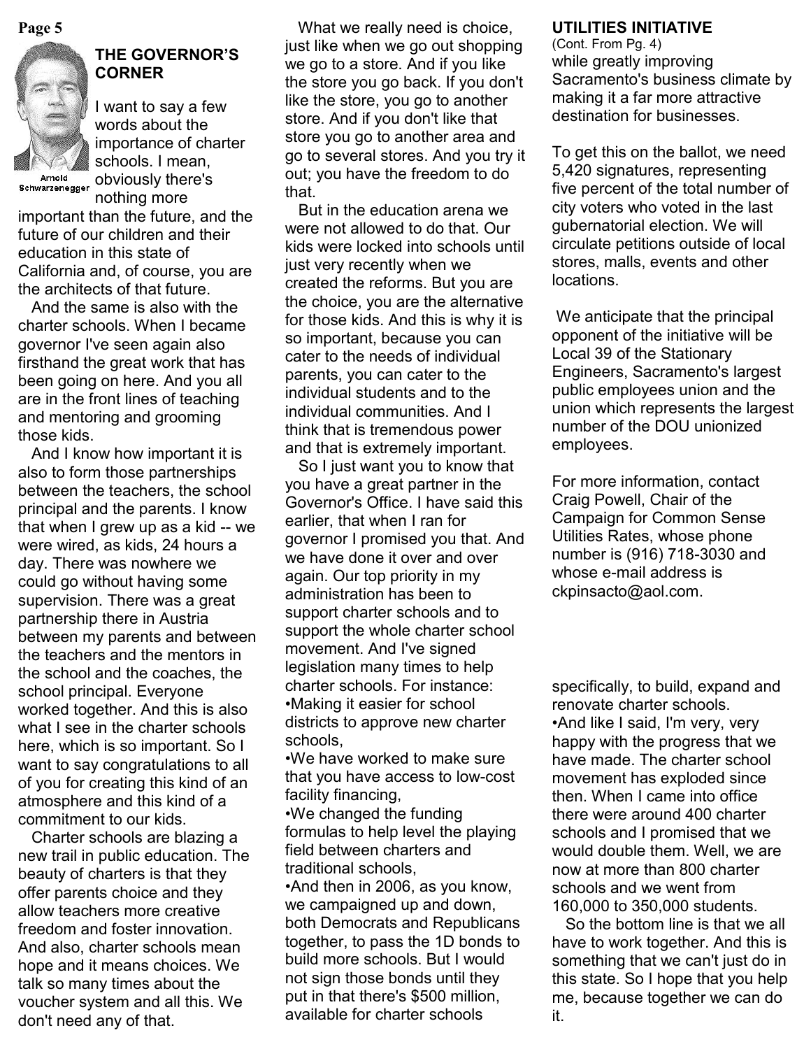## THE GOVERNOR'S CORNER

Arnold Schwarzenegger

I want to say a few words about the importance of charter schools. I mean, obviously there's nothing more important than the future, and the future of our children and their education in this state of California and, of course, you are the architects of that future.

And the same is also with the charter schools. When I became governor I've seen again also firsthand the great work that has been going on here. And you all are in the front lines of teaching and mentoring and grooming those kids.

And I know how important it is also to form those partnerships between the teachers, the school principal and the parents. I know that when I grew up as a kid -- we were wired, as kids, 24 hours a day. There was nowhere we could go without having some supervision. There was a great partnership there in Austria between my parents and between the teachers and the mentors in the school and the coaches, the school principal. Everyone worked together. And this is also what I see in the charter schools here, which is so important. So I want to say congratulations to all of you for creating this kind of an atmosphere and this kind of a commitment to our kids.

Charter schools are blazing a new trail in public education. The beauty of charters is that they offer parents choice and they allow teachers more creative freedom and foster innovation. And also, charter schools mean hope and it means choices. We talk so many times about the voucher system and all this. We don't need any of that.

What we really need is choice, just like when we go out shopping we go to a store. And if you like the store you go back. If you don't like the store, you go to another store. And if you don't like that store you go to another area and go to several stores. And you try it out; you have the freedom to do that.

But in the education arena we were not allowed to do that. Our kids were locked into schools until just very recently when we created the reforms. But you are the choice, you are the alternative for those kids. And this is why it is so important, because you can cater to the needs of individual parents, you can cater to the individual students and to the individual communities. And I think that is tremendous power and that is extremely important.

So I just want you to know that you have a great partner in the Governor's Office. I have said this earlier, that when I ran for governor I promised you that. And we have done it over and over again. Our top priority in my administration has been to support charter schools and to support the whole charter school movement. And I've signed legislation many times to help charter schools. For instance:

- Making it easier for school districts to approve new charter schools,
- We have worked to make sure that you have access to low-cost facility financing,
- We changed the funding formulas to help level the playing field between charters and traditional schools,
- And then in 2006, as you know, we campaigned up and down, both Democrats and Republicans together, to pass the 1D bonds to build more schools. But I would not sign those bonds until they put in that there's $500 million, available for charter schools specifically, to build, expand and renovate charter schools.
- And like I said, I'm very, very happy with the progress that we have made. The charter school movement has exploded since then. When I came into office there were around 400 charter schools and I promised that we would double them. Well, we are now at more than 800 charter schools and we went from 160,000 to 350,000 students.

So the bottom line is that we all have to work together. And this is something that we can't just do in this state. So I hope that you help me, because together we can do it.

## UTILITIES INITIATIVE

(Cont. From Pg. 4)

while greatly improving Sacramento's business climate by making it a far more attractive destination for businesses.

To get this on the ballot, we need 5,420 signatures, representing five percent of the total number of city voters who voted in the last gubernatorial election. We will circulate petitions outside of local stores, malls, events and other locations.

We anticipate that the principal opponent of the initiative will be Local 39 of the Stationary Engineers, Sacramento's largest public employees union and the union which represents the largest number of the DOU unionized employees.

For more information, contact Craig Powell, Chair of the Campaign for Common Sense Utilities Rates, whose phone number is (916) 718-3030 and whose e-mail address is ckpinsacto@aol.com.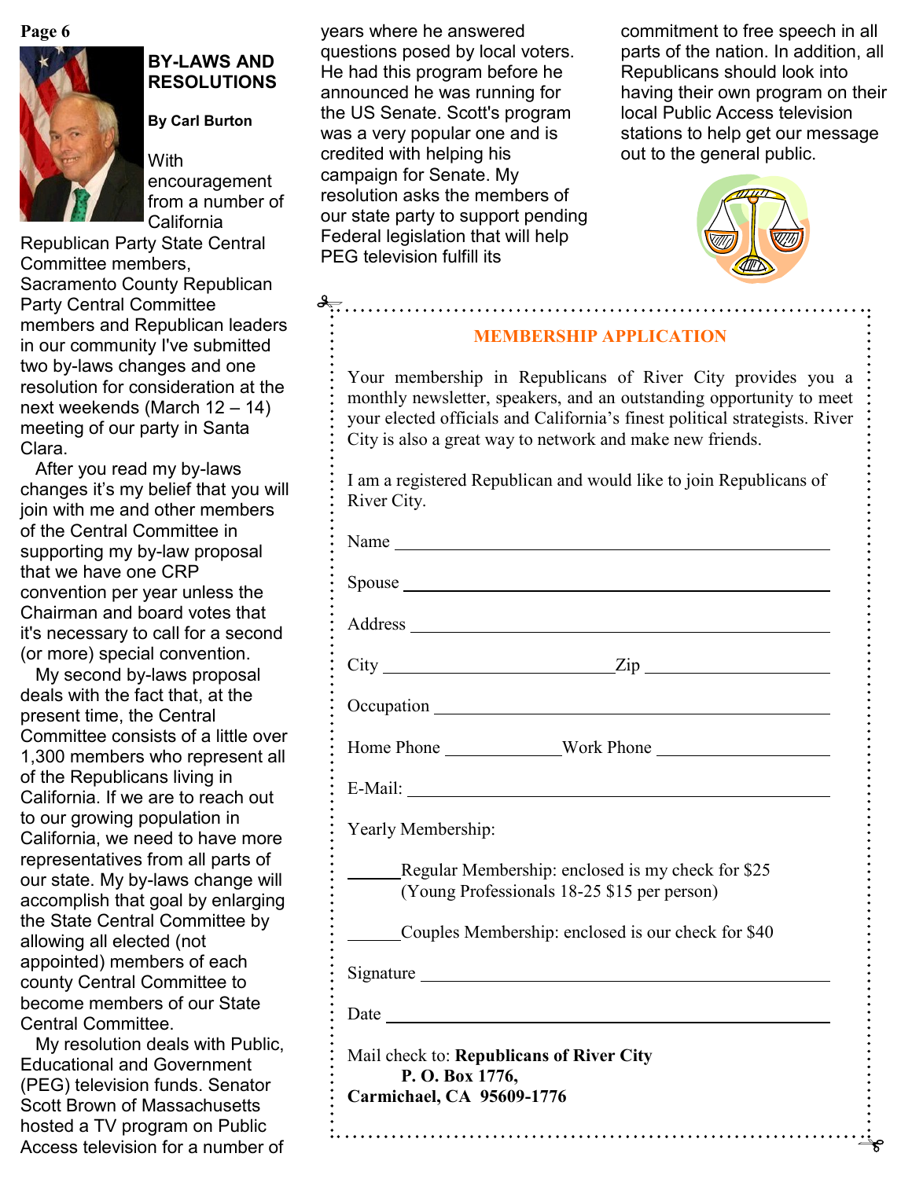## BY-LAWS AND RESOLUTIONS

**By Carl Burton**

With encouragement from a number of California Republican Party State Central Committee members, Sacramento County Republican Party Central Committee members and Republican leaders in our community I've submitted two by-laws changes and one resolution for consideration at the next weekends (March 12 – 14) meeting of our party in Santa Clara.

After you read my by-laws changes it's my belief that you will join with me and other members of the Central Committee in supporting my by-law proposal that we have one CRP convention per year unless the Chairman and board votes that it's necessary to call for a second (or more) special convention.

My second by-laws proposal deals with the fact that, at the present time, the Central Committee consists of a little over 1,300 members who represent all of the Republicans living in California. If we are to reach out to our growing population in California, we need to have more representatives from all parts of our state. My by-laws change will accomplish that goal by enlarging the State Central Committee by allowing all elected (not appointed) members of each county Central Committee to become members of our State Central Committee.

My resolution deals with Public, Educational and Government (PEG) television funds. Senator Scott Brown of Massachusetts hosted a TV program on Public Access television for a number of years where he answered questions posed by local voters. He had this program before he announced he was running for the US Senate. Scott's program was a very popular one and is credited with helping his campaign for Senate. My resolution asks the members of our state party to support pending Federal legislation that will help PEG television fulfill its commitment to free speech in all parts of the nation. In addition, all Republicans should look into having their own program on their local Public Access television stations to help get our message out to the general public.

---

### MEMBERSHIP APPLICATION

Your membership in Republicans of River City provides you a monthly newsletter, speakers, and an outstanding opportunity to meet your elected officials and California's finest political strategists. River City is also a great way to network and make new friends.

I am a registered Republican and would like to join Republicans of River City.

Name ____________________

Spouse ____________________

Address ____________________

City ____________________ Zip ____________________

Occupation ____________________

Home Phone ______________ Work Phone ______________

E-Mail: ____________________

Yearly Membership:

______Regular Membership: enclosed is my check for $25
(Young Professionals 18-25 $15 per person)

______Couples Membership: enclosed is our check for $40

Signature ____________________

Date ____________________

Mail check to: **Republicans of River City**
**P. O. Box 1776,**
**Carmichael, CA 95609-1776**